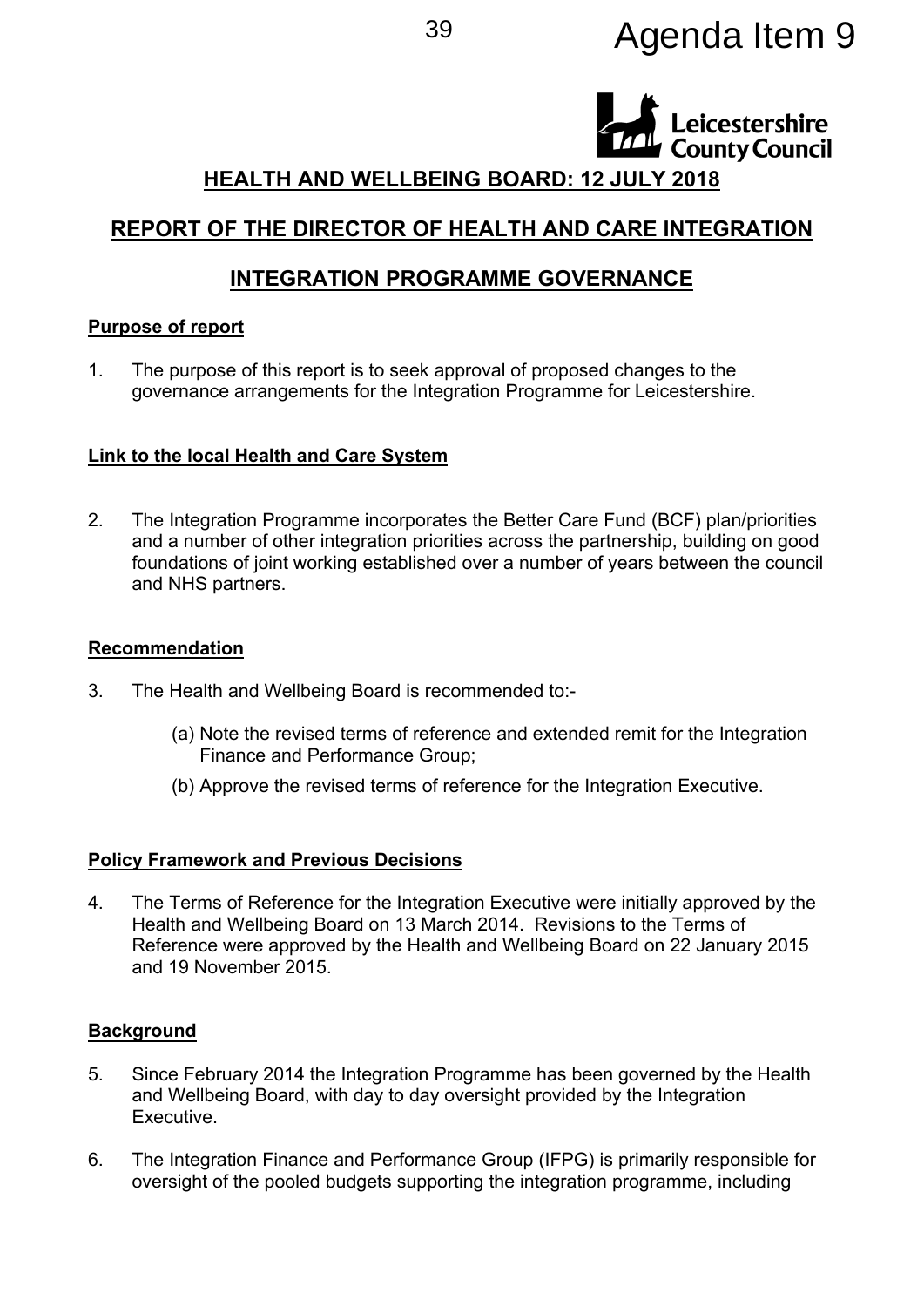Agenda Item 9

## HEALTH AND WELLBEING BOARD: 12 JULY 2018

## REPORT OF THE DIRECTOR OF HEALTH AND CARE INTEGRATION

## INTEGRATION PROGRAMME GOVERNANCE

**Purpose of report**

1. The purpose of this report is to seek approval of proposed changes to the governance arrangements for the Integration Programme for Leicestershire.

**Link to the local Health and Care System**

2. The Integration Programme incorporates the Better Care Fund (BCF) plan/priorities and a number of other integration priorities across the partnership, building on good foundations of joint working established over a number of years between the council and NHS partners.

**Recommendation**

3. The Health and Wellbeing Board is recommended to:-

   (a) Note the revised terms of reference and extended remit for the Integration Finance and Performance Group;

   (b) Approve the revised terms of reference for the Integration Executive.

**Policy Framework and Previous Decisions**

4. The Terms of Reference for the Integration Executive were initially approved by the Health and Wellbeing Board on 13 March 2014. Revisions to the Terms of Reference were approved by the Health and Wellbeing Board on 22 January 2015 and 19 November 2015.

**Background**

5. Since February 2014 the Integration Programme has been governed by the Health and Wellbeing Board, with day to day oversight provided by the Integration Executive.

6. The Integration Finance and Performance Group (IFPG) is primarily responsible for oversight of the pooled budgets supporting the integration programme, including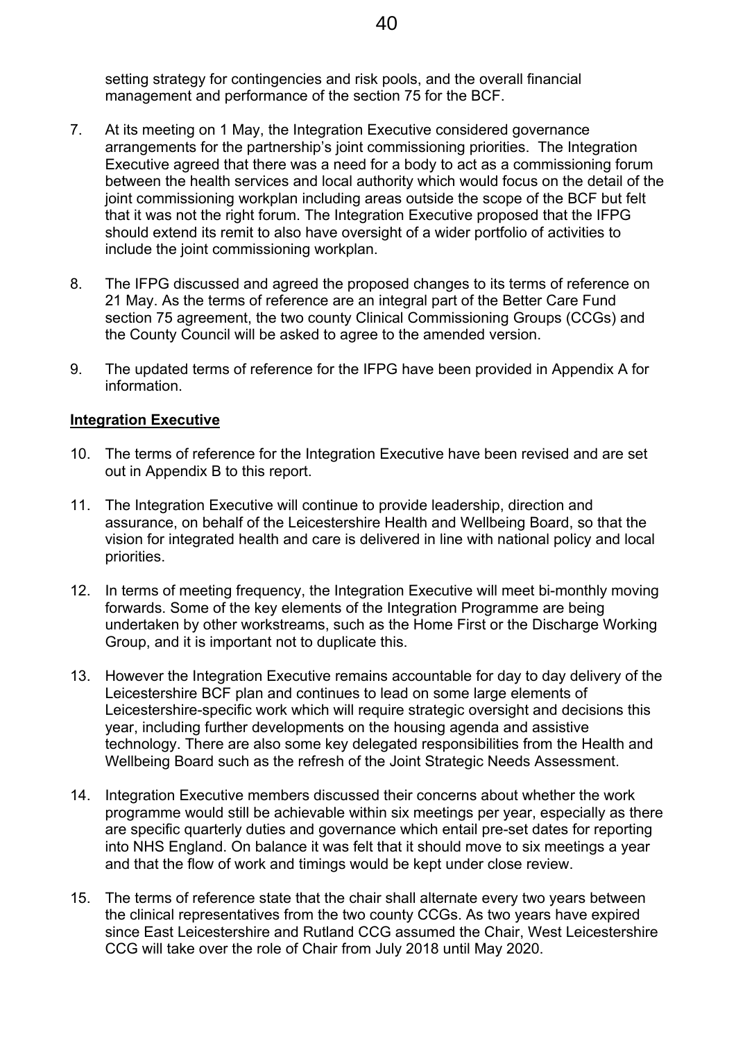setting strategy for contingencies and risk pools, and the overall financial management and performance of the section 75 for the BCF.

7. At its meeting on 1 May, the Integration Executive considered governance arrangements for the partnership's joint commissioning priorities. The Integration Executive agreed that there was a need for a body to act as a commissioning forum between the health services and local authority which would focus on the detail of the joint commissioning workplan including areas outside the scope of the BCF but felt that it was not the right forum. The Integration Executive proposed that the IFPG should extend its remit to also have oversight of a wider portfolio of activities to include the joint commissioning workplan.

8. The IFPG discussed and agreed the proposed changes to its terms of reference on 21 May. As the terms of reference are an integral part of the Better Care Fund section 75 agreement, the two county Clinical Commissioning Groups (CCGs) and the County Council will be asked to agree to the amended version.

9. The updated terms of reference for the IFPG have been provided in Appendix A for information.

**Integration Executive**

10. The terms of reference for the Integration Executive have been revised and are set out in Appendix B to this report.

11. The Integration Executive will continue to provide leadership, direction and assurance, on behalf of the Leicestershire Health and Wellbeing Board, so that the vision for integrated health and care is delivered in line with national policy and local priorities.

12. In terms of meeting frequency, the Integration Executive will meet bi-monthly moving forwards. Some of the key elements of the Integration Programme are being undertaken by other workstreams, such as the Home First or the Discharge Working Group, and it is important not to duplicate this.

13. However the Integration Executive remains accountable for day to day delivery of the Leicestershire BCF plan and continues to lead on some large elements of Leicestershire-specific work which will require strategic oversight and decisions this year, including further developments on the housing agenda and assistive technology. There are also some key delegated responsibilities from the Health and Wellbeing Board such as the refresh of the Joint Strategic Needs Assessment.

14. Integration Executive members discussed their concerns about whether the work programme would still be achievable within six meetings per year, especially as there are specific quarterly duties and governance which entail pre-set dates for reporting into NHS England. On balance it was felt that it should move to six meetings a year and that the flow of work and timings would be kept under close review.

15. The terms of reference state that the chair shall alternate every two years between the clinical representatives from the two county CCGs. As two years have expired since East Leicestershire and Rutland CCG assumed the Chair, West Leicestershire CCG will take over the role of Chair from July 2018 until May 2020.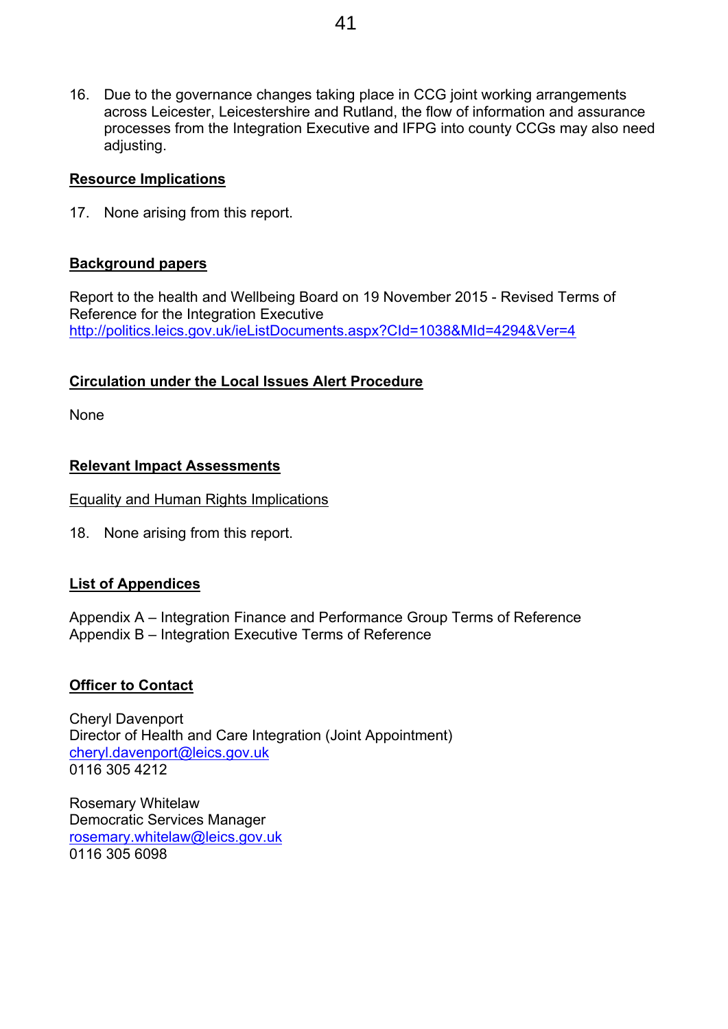16. Due to the governance changes taking place in CCG joint working arrangements across Leicester, Leicestershire and Rutland, the flow of information and assurance processes from the Integration Executive and IFPG into county CCGs may also need adjusting.

## Resource Implications

17. None arising from this report.

## Background papers

Report to the health and Wellbeing Board on 19 November 2015 - Revised Terms of Reference for the Integration Executive
http://politics.leics.gov.uk/ieListDocuments.aspx?CId=1038&MId=4294&Ver=4

## Circulation under the Local Issues Alert Procedure

None

## Relevant Impact Assessments

### Equality and Human Rights Implications

18. None arising from this report.

## List of Appendices

Appendix A – Integration Finance and Performance Group Terms of Reference
Appendix B – Integration Executive Terms of Reference

## Officer to Contact

Cheryl Davenport
Director of Health and Care Integration (Joint Appointment)
cheryl.davenport@leics.gov.uk
0116 305 4212

Rosemary Whitelaw
Democratic Services Manager
rosemary.whitelaw@leics.gov.uk
0116 305 6098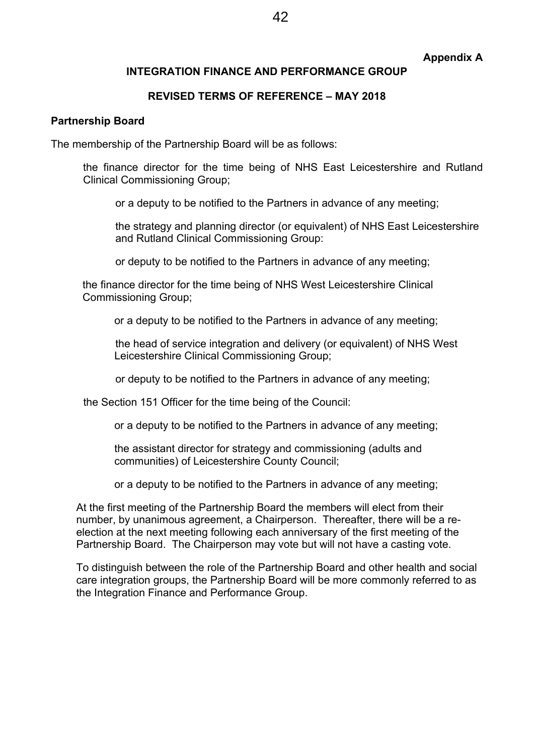**Appendix A**

## INTEGRATION FINANCE AND PERFORMANCE GROUP

## REVISED TERMS OF REFERENCE – MAY 2018

### Partnership Board

The membership of the Partnership Board will be as follows:

the finance director for the time being of NHS East Leicestershire and Rutland Clinical Commissioning Group;

> or a deputy to be notified to the Partners in advance of any meeting;
>
> the strategy and planning director (or equivalent) of NHS East Leicestershire and Rutland Clinical Commissioning Group:
>
> or deputy to be notified to the Partners in advance of any meeting;

the finance director for the time being of NHS West Leicestershire Clinical Commissioning Group;

> or a deputy to be notified to the Partners in advance of any meeting;
>
> the head of service integration and delivery (or equivalent) of NHS West Leicestershire Clinical Commissioning Group;
>
> or deputy to be notified to the Partners in advance of any meeting;

the Section 151 Officer for the time being of the Council:

> or a deputy to be notified to the Partners in advance of any meeting;
>
> the assistant director for strategy and commissioning (adults and communities) of Leicestershire County Council;
>
> or a deputy to be notified to the Partners in advance of any meeting;

At the first meeting of the Partnership Board the members will elect from their number, by unanimous agreement, a Chairperson. Thereafter, there will be a re-election at the next meeting following each anniversary of the first meeting of the Partnership Board. The Chairperson may vote but will not have a casting vote.

To distinguish between the role of the Partnership Board and other health and social care integration groups, the Partnership Board will be more commonly referred to as the Integration Finance and Performance Group.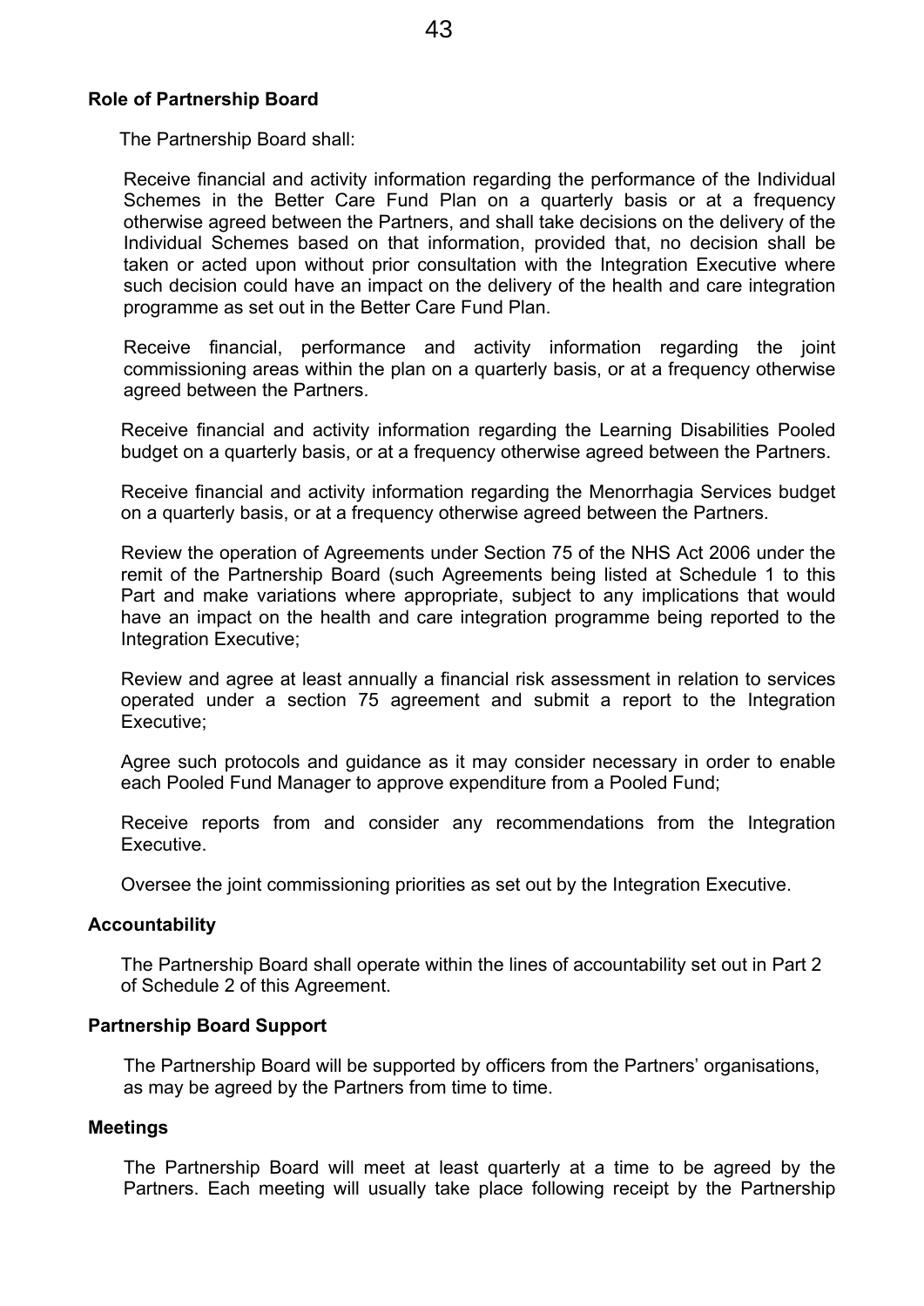**Role of Partnership Board**

The Partnership Board shall:

Receive financial and activity information regarding the performance of the Individual Schemes in the Better Care Fund Plan on a quarterly basis or at a frequency otherwise agreed between the Partners, and shall take decisions on the delivery of the Individual Schemes based on that information, provided that, no decision shall be taken or acted upon without prior consultation with the Integration Executive where such decision could have an impact on the delivery of the health and care integration programme as set out in the Better Care Fund Plan.

Receive financial, performance and activity information regarding the joint commissioning areas within the plan on a quarterly basis, or at a frequency otherwise agreed between the Partners.

Receive financial and activity information regarding the Learning Disabilities Pooled budget on a quarterly basis, or at a frequency otherwise agreed between the Partners.

Receive financial and activity information regarding the Menorrhagia Services budget on a quarterly basis, or at a frequency otherwise agreed between the Partners.

Review the operation of Agreements under Section 75 of the NHS Act 2006 under the remit of the Partnership Board (such Agreements being listed at Schedule 1 to this Part and make variations where appropriate, subject to any implications that would have an impact on the health and care integration programme being reported to the Integration Executive;

Review and agree at least annually a financial risk assessment in relation to services operated under a section 75 agreement and submit a report to the Integration Executive;

Agree such protocols and guidance as it may consider necessary in order to enable each Pooled Fund Manager to approve expenditure from a Pooled Fund;

Receive reports from and consider any recommendations from the Integration Executive.

Oversee the joint commissioning priorities as set out by the Integration Executive.

**Accountability**

The Partnership Board shall operate within the lines of accountability set out in Part 2 of Schedule 2 of this Agreement.

**Partnership Board Support**

The Partnership Board will be supported by officers from the Partners' organisations, as may be agreed by the Partners from time to time.

**Meetings**

The Partnership Board will meet at least quarterly at a time to be agreed by the Partners. Each meeting will usually take place following receipt by the Partnership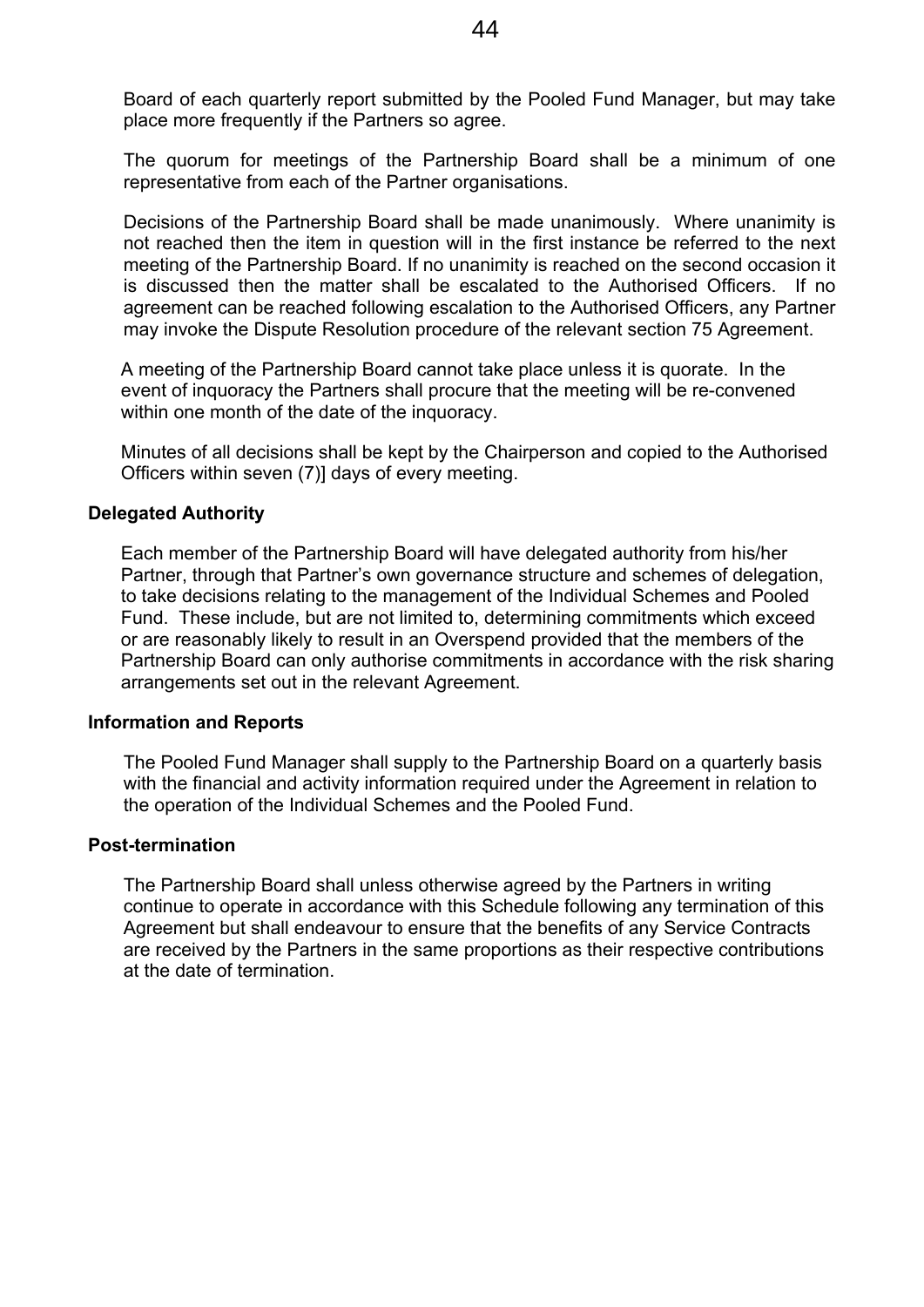Board of each quarterly report submitted by the Pooled Fund Manager, but may take place more frequently if the Partners so agree.

The quorum for meetings of the Partnership Board shall be a minimum of one representative from each of the Partner organisations.

Decisions of the Partnership Board shall be made unanimously. Where unanimity is not reached then the item in question will in the first instance be referred to the next meeting of the Partnership Board. If no unanimity is reached on the second occasion it is discussed then the matter shall be escalated to the Authorised Officers. If no agreement can be reached following escalation to the Authorised Officers, any Partner may invoke the Dispute Resolution procedure of the relevant section 75 Agreement.

A meeting of the Partnership Board cannot take place unless it is quorate. In the event of inquoracy the Partners shall procure that the meeting will be re-convened within one month of the date of the inquoracy.

Minutes of all decisions shall be kept by the Chairperson and copied to the Authorised Officers within seven (7)] days of every meeting.

**Delegated Authority**

Each member of the Partnership Board will have delegated authority from his/her Partner, through that Partner's own governance structure and schemes of delegation, to take decisions relating to the management of the Individual Schemes and Pooled Fund. These include, but are not limited to, determining commitments which exceed or are reasonably likely to result in an Overspend provided that the members of the Partnership Board can only authorise commitments in accordance with the risk sharing arrangements set out in the relevant Agreement.

**Information and Reports**

The Pooled Fund Manager shall supply to the Partnership Board on a quarterly basis with the financial and activity information required under the Agreement in relation to the operation of the Individual Schemes and the Pooled Fund.

**Post-termination**

The Partnership Board shall unless otherwise agreed by the Partners in writing continue to operate in accordance with this Schedule following any termination of this Agreement but shall endeavour to ensure that the benefits of any Service Contracts are received by the Partners in the same proportions as their respective contributions at the date of termination.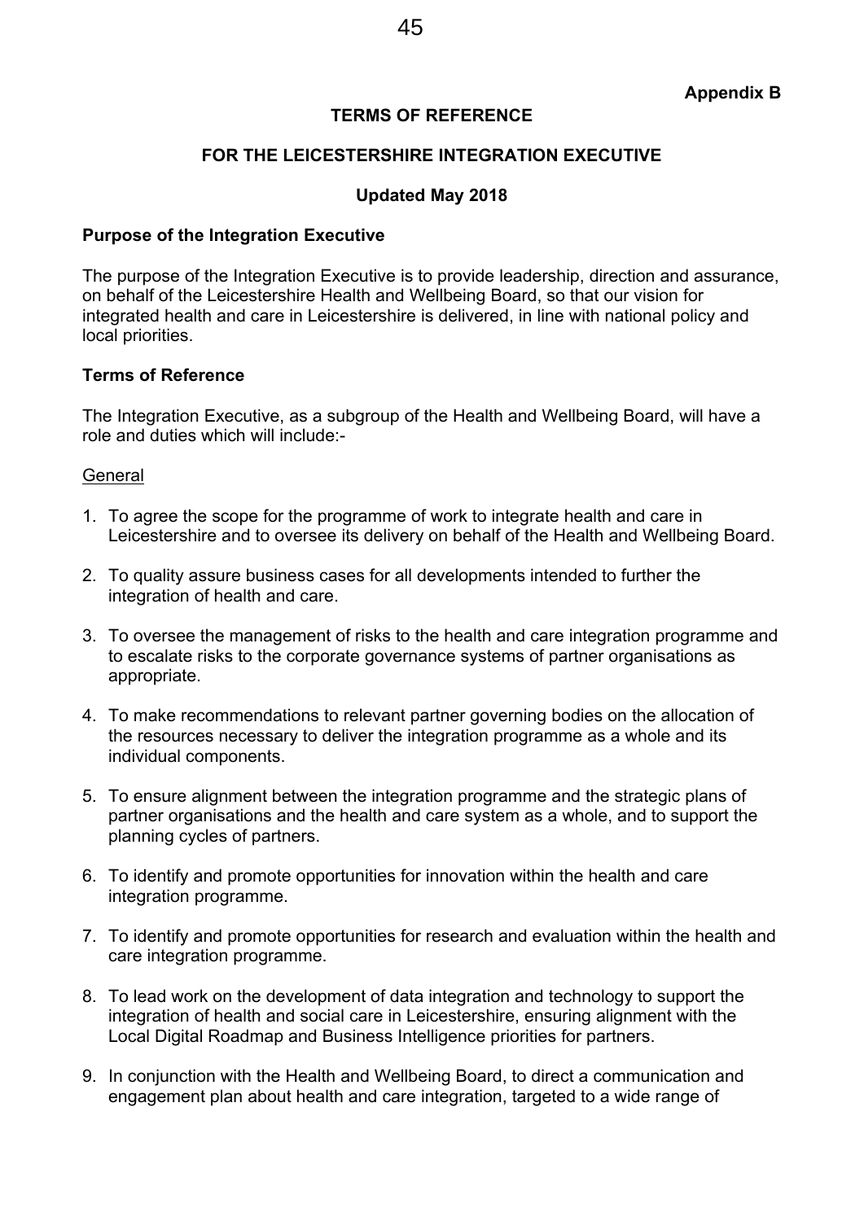**Appendix B**

**TERMS OF REFERENCE**

**FOR THE LEICESTERSHIRE INTEGRATION EXECUTIVE**

**Updated May 2018**

**Purpose of the Integration Executive**

The purpose of the Integration Executive is to provide leadership, direction and assurance, on behalf of the Leicestershire Health and Wellbeing Board, so that our vision for integrated health and care in Leicestershire is delivered, in line with national policy and local priorities.

**Terms of Reference**

The Integration Executive, as a subgroup of the Health and Wellbeing Board, will have a role and duties which will include:-

General

1. To agree the scope for the programme of work to integrate health and care in Leicestershire and to oversee its delivery on behalf of the Health and Wellbeing Board.
2. To quality assure business cases for all developments intended to further the integration of health and care.
3. To oversee the management of risks to the health and care integration programme and to escalate risks to the corporate governance systems of partner organisations as appropriate.
4. To make recommendations to relevant partner governing bodies on the allocation of the resources necessary to deliver the integration programme as a whole and its individual components.
5. To ensure alignment between the integration programme and the strategic plans of partner organisations and the health and care system as a whole, and to support the planning cycles of partners.
6. To identify and promote opportunities for innovation within the health and care integration programme.
7. To identify and promote opportunities for research and evaluation within the health and care integration programme.
8. To lead work on the development of data integration and technology to support the integration of health and social care in Leicestershire, ensuring alignment with the Local Digital Roadmap and Business Intelligence priorities for partners.
9. In conjunction with the Health and Wellbeing Board, to direct a communication and engagement plan about health and care integration, targeted to a wide range of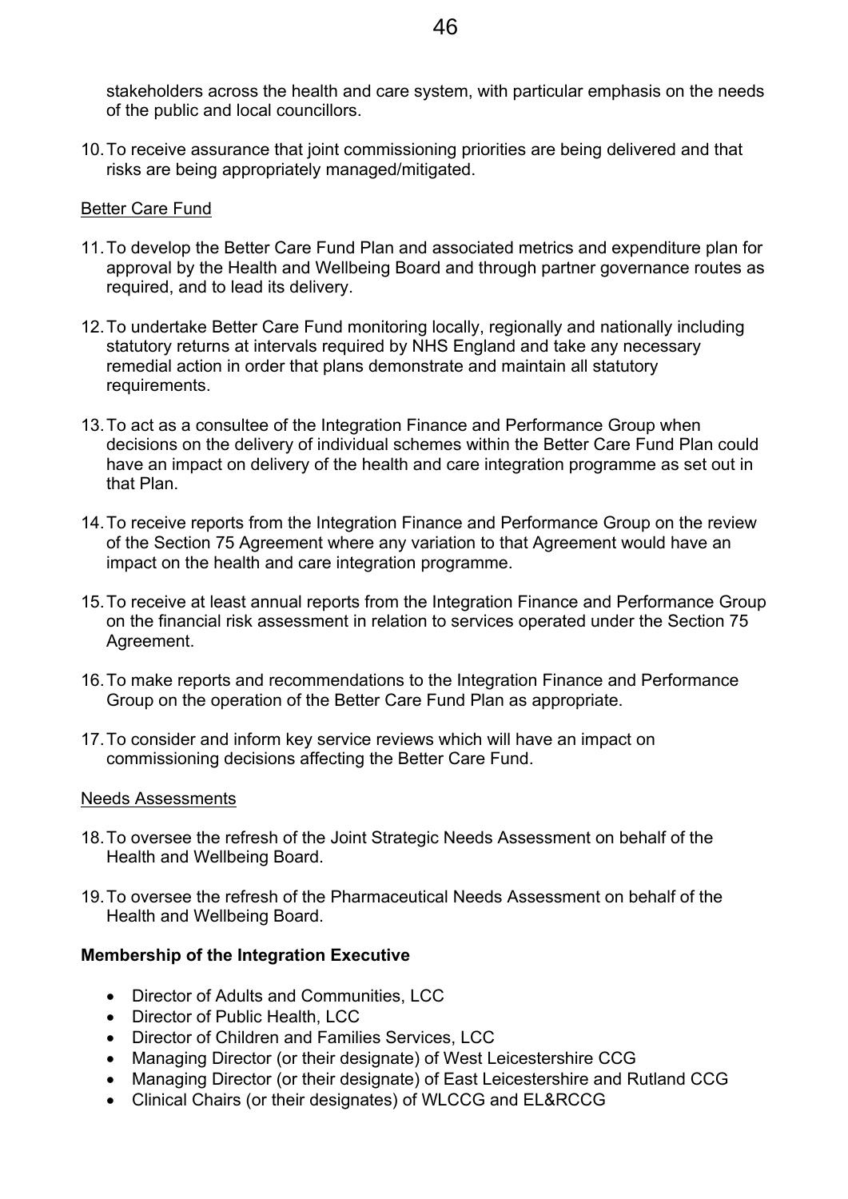stakeholders across the health and care system, with particular emphasis on the needs of the public and local councillors.

10. To receive assurance that joint commissioning priorities are being delivered and that risks are being appropriately managed/mitigated.

Better Care Fund

11. To develop the Better Care Fund Plan and associated metrics and expenditure plan for approval by the Health and Wellbeing Board and through partner governance routes as required, and to lead its delivery.

12. To undertake Better Care Fund monitoring locally, regionally and nationally including statutory returns at intervals required by NHS England and take any necessary remedial action in order that plans demonstrate and maintain all statutory requirements.

13. To act as a consultee of the Integration Finance and Performance Group when decisions on the delivery of individual schemes within the Better Care Fund Plan could have an impact on delivery of the health and care integration programme as set out in that Plan.

14. To receive reports from the Integration Finance and Performance Group on the review of the Section 75 Agreement where any variation to that Agreement would have an impact on the health and care integration programme.

15. To receive at least annual reports from the Integration Finance and Performance Group on the financial risk assessment in relation to services operated under the Section 75 Agreement.

16. To make reports and recommendations to the Integration Finance and Performance Group on the operation of the Better Care Fund Plan as appropriate.

17. To consider and inform key service reviews which will have an impact on commissioning decisions affecting the Better Care Fund.

Needs Assessments

18. To oversee the refresh of the Joint Strategic Needs Assessment on behalf of the Health and Wellbeing Board.

19. To oversee the refresh of the Pharmaceutical Needs Assessment on behalf of the Health and Wellbeing Board.

**Membership of the Integration Executive**

- Director of Adults and Communities, LCC
- Director of Public Health, LCC
- Director of Children and Families Services, LCC
- Managing Director (or their designate) of West Leicestershire CCG
- Managing Director (or their designate) of East Leicestershire and Rutland CCG
- Clinical Chairs (or their designates) of WLCCG and EL&RCCG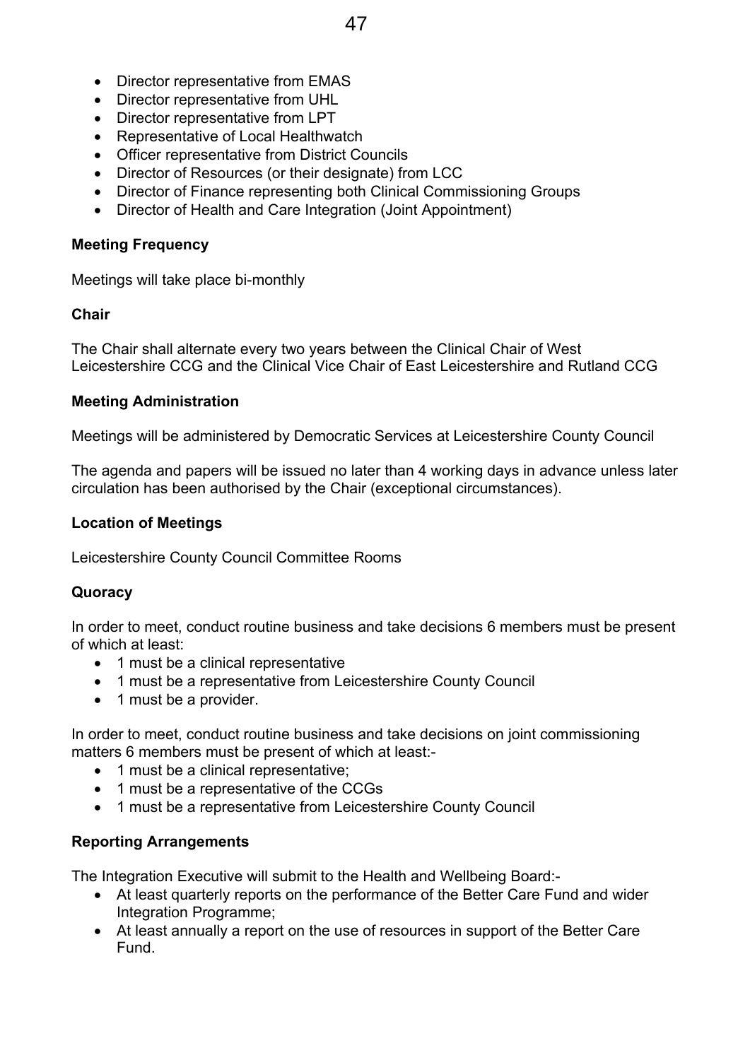- Director representative from EMAS
- Director representative from UHL
- Director representative from LPT
- Representative of Local Healthwatch
- Officer representative from District Councils
- Director of Resources (or their designate) from LCC
- Director of Finance representing both Clinical Commissioning Groups
- Director of Health and Care Integration (Joint Appointment)

**Meeting Frequency**

Meetings will take place bi-monthly

**Chair**

The Chair shall alternate every two years between the Clinical Chair of West Leicestershire CCG and the Clinical Vice Chair of East Leicestershire and Rutland CCG

**Meeting Administration**

Meetings will be administered by Democratic Services at Leicestershire County Council

The agenda and papers will be issued no later than 4 working days in advance unless later circulation has been authorised by the Chair (exceptional circumstances).

**Location of Meetings**

Leicestershire County Council Committee Rooms

**Quoracy**

In order to meet, conduct routine business and take decisions 6 members must be present of which at least:

- 1 must be a clinical representative
- 1 must be a representative from Leicestershire County Council
- 1 must be a provider.

In order to meet, conduct routine business and take decisions on joint commissioning matters 6 members must be present of which at least:-

- 1 must be a clinical representative;
- 1 must be a representative of the CCGs
- 1 must be a representative from Leicestershire County Council

**Reporting Arrangements**

The Integration Executive will submit to the Health and Wellbeing Board:-

- At least quarterly reports on the performance of the Better Care Fund and wider Integration Programme;
- At least annually a report on the use of resources in support of the Better Care Fund.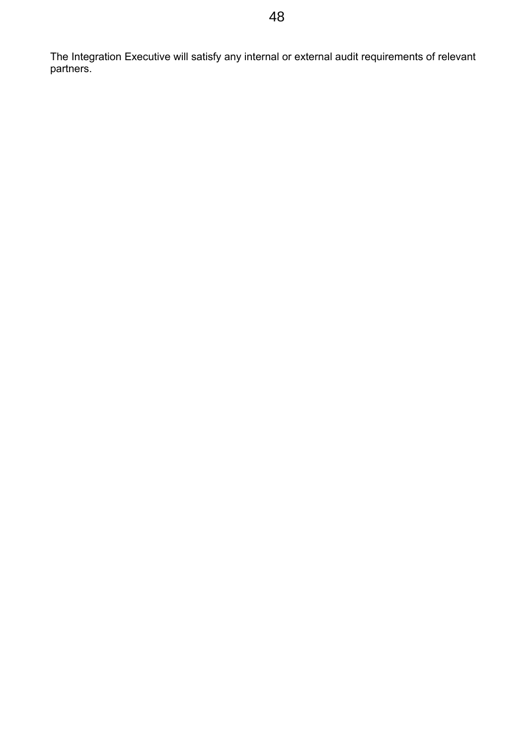The Integration Executive will satisfy any internal or external audit requirements of relevant partners.